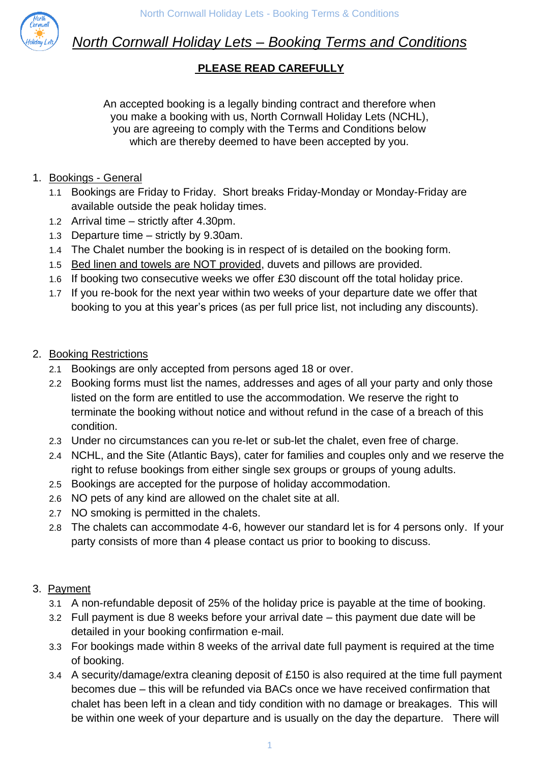# North Cornwall Holiday Lets – Booking Terms and Conditions

**PLEASE READ CAREFULLY**

An accepted booking is a legally binding contract and therefore when you make a booking with us, North Cornwall Holiday Lets (NCHL), you are agreeing to comply with the Terms and Conditions below which are thereby deemed to have been accepted by you.

1. Bookings - General
   - 1.1 Bookings are Friday to Friday. Short breaks Friday-Monday or Monday-Friday are available outside the peak holiday times.
   - 1.2 Arrival time – strictly after 4.30pm.
   - 1.3 Departure time – strictly by 9.30am.
   - 1.4 The Chalet number the booking is in respect of is detailed on the booking form.
   - 1.5 Bed linen and towels are NOT provided, duvets and pillows are provided.
   - 1.6 If booking two consecutive weeks we offer £30 discount off the total holiday price.
   - 1.7 If you re-book for the next year within two weeks of your departure date we offer that booking to you at this year's prices (as per full price list, not including any discounts).

2. Booking Restrictions
   - 2.1 Bookings are only accepted from persons aged 18 or over.
   - 2.2 Booking forms must list the names, addresses and ages of all your party and only those listed on the form are entitled to use the accommodation. We reserve the right to terminate the booking without notice and without refund in the case of a breach of this condition.
   - 2.3 Under no circumstances can you re-let or sub-let the chalet, even free of charge.
   - 2.4 NCHL, and the Site (Atlantic Bays), cater for families and couples only and we reserve the right to refuse bookings from either single sex groups or groups of young adults.
   - 2.5 Bookings are accepted for the purpose of holiday accommodation.
   - 2.6 NO pets of any kind are allowed on the chalet site at all.
   - 2.7 NO smoking is permitted in the chalets.
   - 2.8 The chalets can accommodate 4-6, however our standard let is for 4 persons only. If your party consists of more than 4 please contact us prior to booking to discuss.

3. Payment
   - 3.1 A non-refundable deposit of 25% of the holiday price is payable at the time of booking.
   - 3.2 Full payment is due 8 weeks before your arrival date – this payment due date will be detailed in your booking confirmation e-mail.
   - 3.3 For bookings made within 8 weeks of the arrival date full payment is required at the time of booking.
   - 3.4 A security/damage/extra cleaning deposit of £150 is also required at the time full payment becomes due – this will be refunded via BACs once we have received confirmation that chalet has been left in a clean and tidy condition with no damage or breakages. This will be within one week of your departure and is usually on the day the departure. There will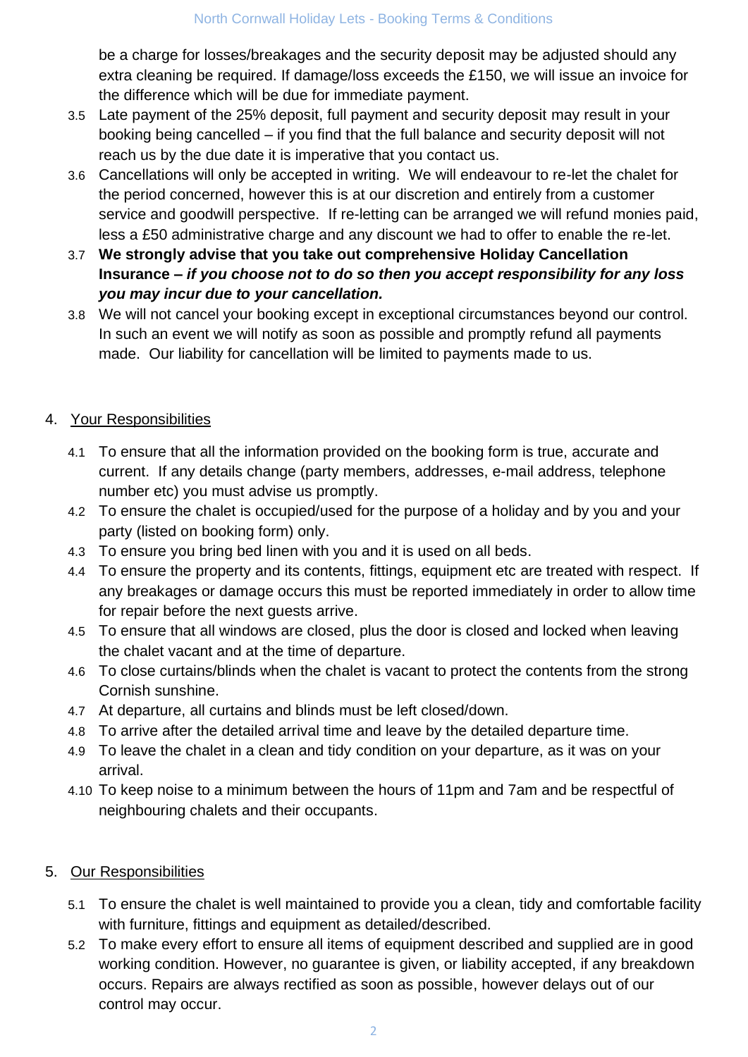be a charge for losses/breakages and the security deposit may be adjusted should any extra cleaning be required. If damage/loss exceeds the £150, we will issue an invoice for the difference which will be due for immediate payment.

3.5 Late payment of the 25% deposit, full payment and security deposit may result in your booking being cancelled – if you find that the full balance and security deposit will not reach us by the due date it is imperative that you contact us.

3.6 Cancellations will only be accepted in writing. We will endeavour to re-let the chalet for the period concerned, however this is at our discretion and entirely from a customer service and goodwill perspective. If re-letting can be arranged we will refund monies paid, less a £50 administrative charge and any discount we had to offer to enable the re-let.

3.7 **We strongly advise that you take out comprehensive Holiday Cancellation Insurance –** ***if you choose not to do so then you accept responsibility for any loss you may incur due to your cancellation.***

3.8 We will not cancel your booking except in exceptional circumstances beyond our control. In such an event we will notify as soon as possible and promptly refund all payments made. Our liability for cancellation will be limited to payments made to us.

## 4. Your Responsibilities

4.1 To ensure that all the information provided on the booking form is true, accurate and current. If any details change (party members, addresses, e-mail address, telephone number etc) you must advise us promptly.

4.2 To ensure the chalet is occupied/used for the purpose of a holiday and by you and your party (listed on booking form) only.

4.3 To ensure you bring bed linen with you and it is used on all beds.

4.4 To ensure the property and its contents, fittings, equipment etc are treated with respect. If any breakages or damage occurs this must be reported immediately in order to allow time for repair before the next guests arrive.

4.5 To ensure that all windows are closed, plus the door is closed and locked when leaving the chalet vacant and at the time of departure.

4.6 To close curtains/blinds when the chalet is vacant to protect the contents from the strong Cornish sunshine.

4.7 At departure, all curtains and blinds must be left closed/down.

4.8 To arrive after the detailed arrival time and leave by the detailed departure time.

4.9 To leave the chalet in a clean and tidy condition on your departure, as it was on your arrival.

4.10 To keep noise to a minimum between the hours of 11pm and 7am and be respectful of neighbouring chalets and their occupants.

## 5. Our Responsibilities

5.1 To ensure the chalet is well maintained to provide you a clean, tidy and comfortable facility with furniture, fittings and equipment as detailed/described.

5.2 To make every effort to ensure all items of equipment described and supplied are in good working condition. However, no guarantee is given, or liability accepted, if any breakdown occurs. Repairs are always rectified as soon as possible, however delays out of our control may occur.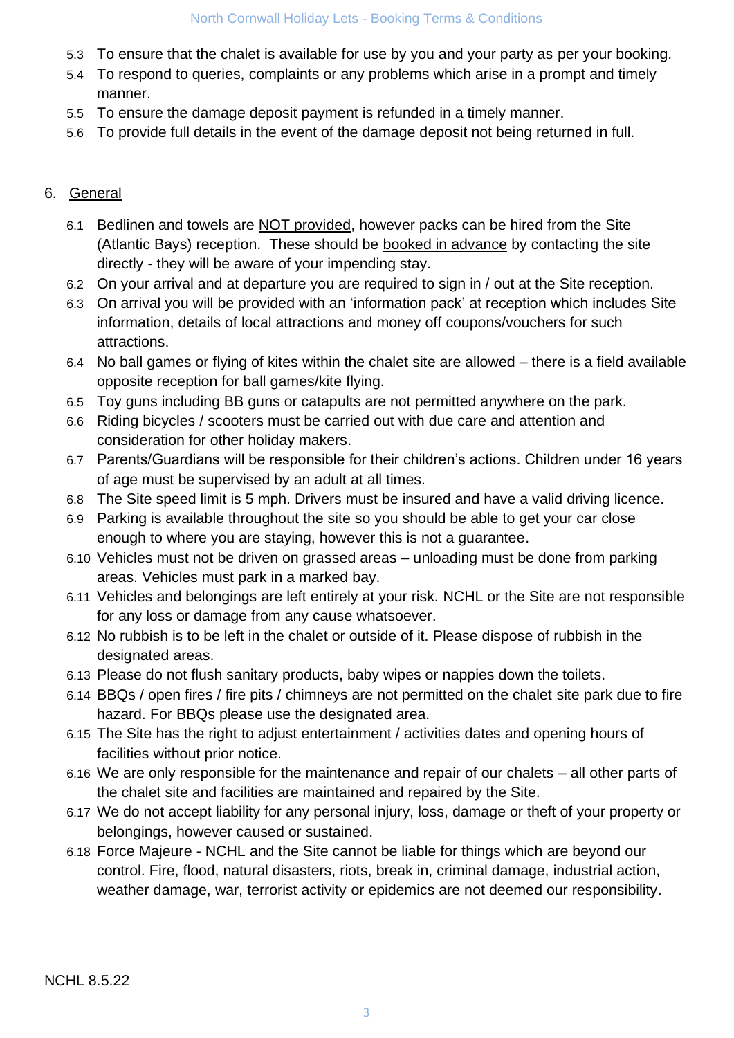5.3 To ensure that the chalet is available for use by you and your party as per your booking.

5.4 To respond to queries, complaints or any problems which arise in a prompt and timely manner.

5.5 To ensure the damage deposit payment is refunded in a timely manner.

5.6 To provide full details in the event of the damage deposit not being returned in full.

6. General

6.1 Bedlinen and towels are NOT provided, however packs can be hired from the Site (Atlantic Bays) reception. These should be booked in advance by contacting the site directly - they will be aware of your impending stay.

6.2 On your arrival and at departure you are required to sign in / out at the Site reception.

6.3 On arrival you will be provided with an 'information pack' at reception which includes Site information, details of local attractions and money off coupons/vouchers for such attractions.

6.4 No ball games or flying of kites within the chalet site are allowed – there is a field available opposite reception for ball games/kite flying.

6.5 Toy guns including BB guns or catapults are not permitted anywhere on the park.

6.6 Riding bicycles / scooters must be carried out with due care and attention and consideration for other holiday makers.

6.7 Parents/Guardians will be responsible for their children's actions. Children under 16 years of age must be supervised by an adult at all times.

6.8 The Site speed limit is 5 mph. Drivers must be insured and have a valid driving licence.

6.9 Parking is available throughout the site so you should be able to get your car close enough to where you are staying, however this is not a guarantee.

6.10 Vehicles must not be driven on grassed areas – unloading must be done from parking areas. Vehicles must park in a marked bay.

6.11 Vehicles and belongings are left entirely at your risk. NCHL or the Site are not responsible for any loss or damage from any cause whatsoever.

6.12 No rubbish is to be left in the chalet or outside of it. Please dispose of rubbish in the designated areas.

6.13 Please do not flush sanitary products, baby wipes or nappies down the toilets.

6.14 BBQs / open fires / fire pits / chimneys are not permitted on the chalet site park due to fire hazard. For BBQs please use the designated area.

6.15 The Site has the right to adjust entertainment / activities dates and opening hours of facilities without prior notice.

6.16 We are only responsible for the maintenance and repair of our chalets – all other parts of the chalet site and facilities are maintained and repaired by the Site.

6.17 We do not accept liability for any personal injury, loss, damage or theft of your property or belongings, however caused or sustained.

6.18 Force Majeure - NCHL and the Site cannot be liable for things which are beyond our control. Fire, flood, natural disasters, riots, break in, criminal damage, industrial action, weather damage, war, terrorist activity or epidemics are not deemed our responsibility.

NCHL 8.5.22